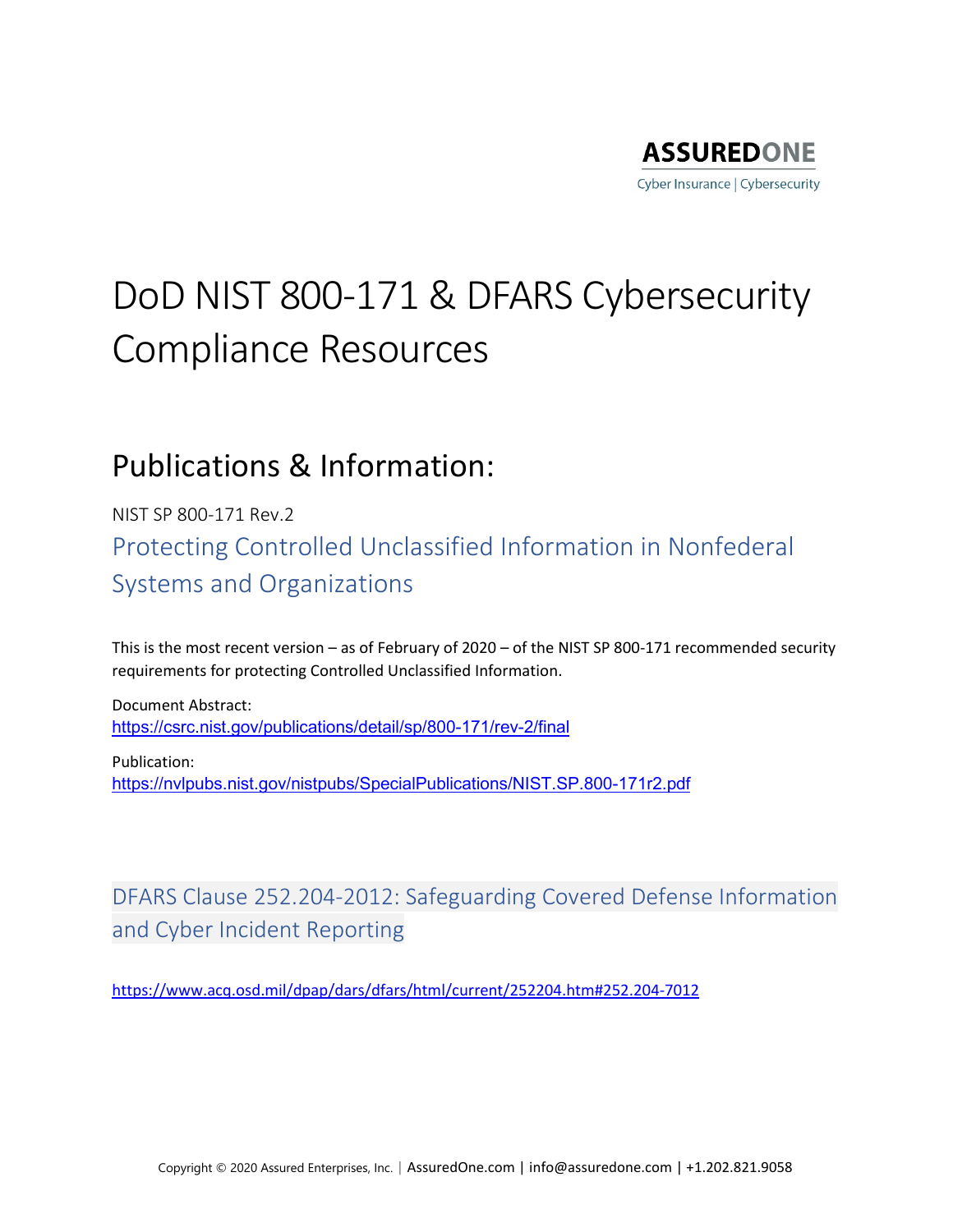ASSUREDONE

Cyber Insurance | Cybersecurity

# DoD NIST 800-171 & DFARS Cybersecurity Compliance Resources

## Publications & Information:

NIST SP 800-171 Rev.2

### Protecting Controlled Unclassified Information in Nonfederal Systems and Organizations

This is the most recent version – as of February of 2020 – of the NIST SP 800-171 recommended security requirements for protecting Controlled Unclassified Information.

Document Abstract:
https://csrc.nist.gov/publications/detail/sp/800-171/rev-2/final

Publication:
https://nvlpubs.nist.gov/nistpubs/SpecialPublications/NIST.SP.800-171r2.pdf

### DFARS Clause 252.204-2012: Safeguarding Covered Defense Information and Cyber Incident Reporting

https://www.acq.osd.mil/dpap/dars/dfars/html/current/252204.htm#252.204-7012

Copyright © 2020 Assured Enterprises, Inc. | AssuredOne.com | info@assuredone.com | +1.202.821.9058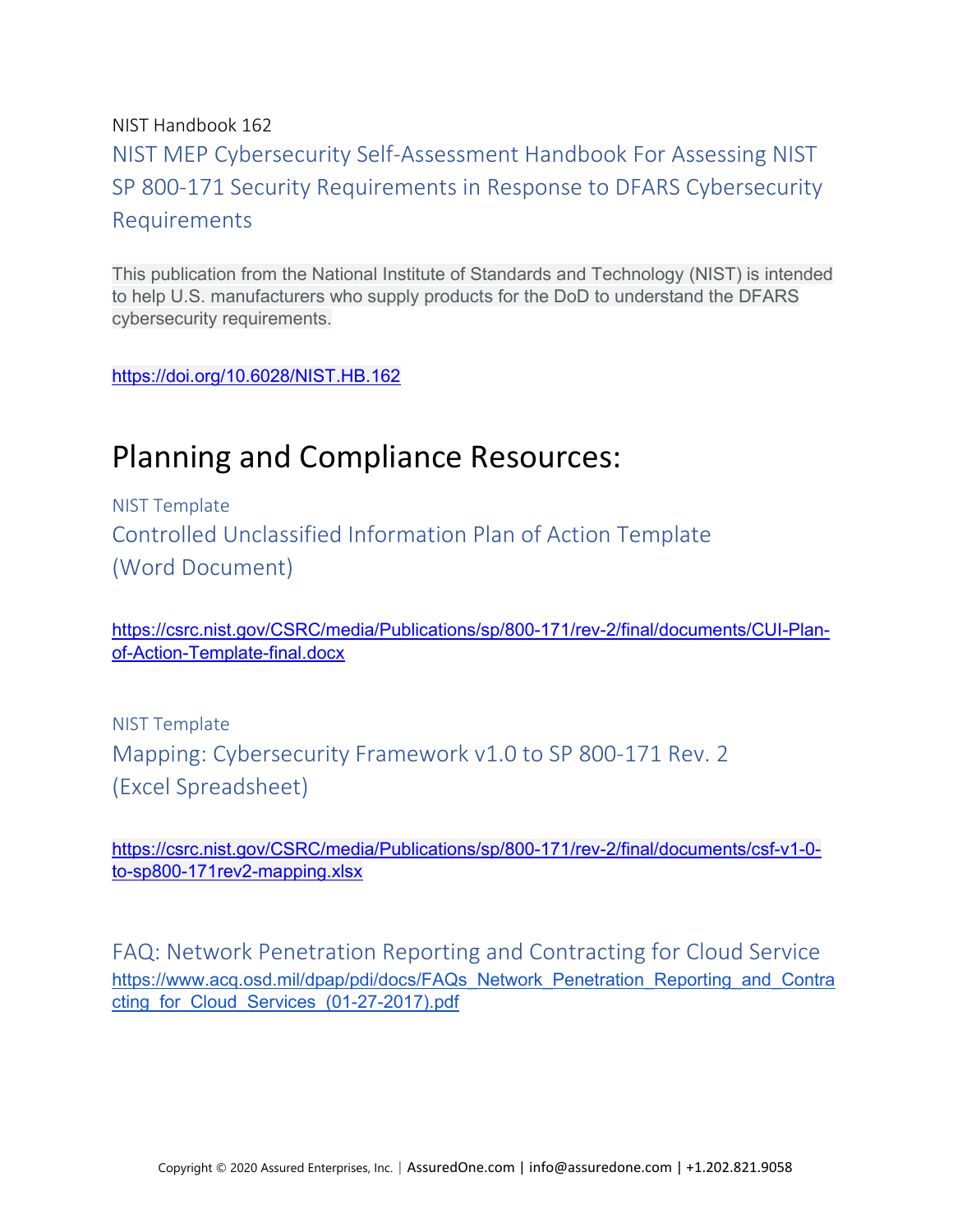NIST Handbook 162

NIST MEP Cybersecurity Self-Assessment Handbook For Assessing NIST SP 800-171 Security Requirements in Response to DFARS Cybersecurity Requirements

This publication from the National Institute of Standards and Technology (NIST) is intended to help U.S. manufacturers who supply products for the DoD to understand the DFARS cybersecurity requirements.

https://doi.org/10.6028/NIST.HB.162

# Planning and Compliance Resources:

NIST Template

Controlled Unclassified Information Plan of Action Template (Word Document)

https://csrc.nist.gov/CSRC/media/Publications/sp/800-171/rev-2/final/documents/CUI-Plan-of-Action-Template-final.docx

NIST Template

Mapping: Cybersecurity Framework v1.0 to SP 800-171 Rev. 2 (Excel Spreadsheet)

https://csrc.nist.gov/CSRC/media/Publications/sp/800-171/rev-2/final/documents/csf-v1-0-to-sp800-171rev2-mapping.xlsx

FAQ: Network Penetration Reporting and Contracting for Cloud Service

https://www.acq.osd.mil/dpap/pdi/docs/FAQs_Network_Penetration_Reporting_and_Contracting_for_Cloud_Services_(01-27-2017).pdf

Copyright © 2020 Assured Enterprises, Inc. | AssuredOne.com | info@assuredone.com | +1.202.821.9058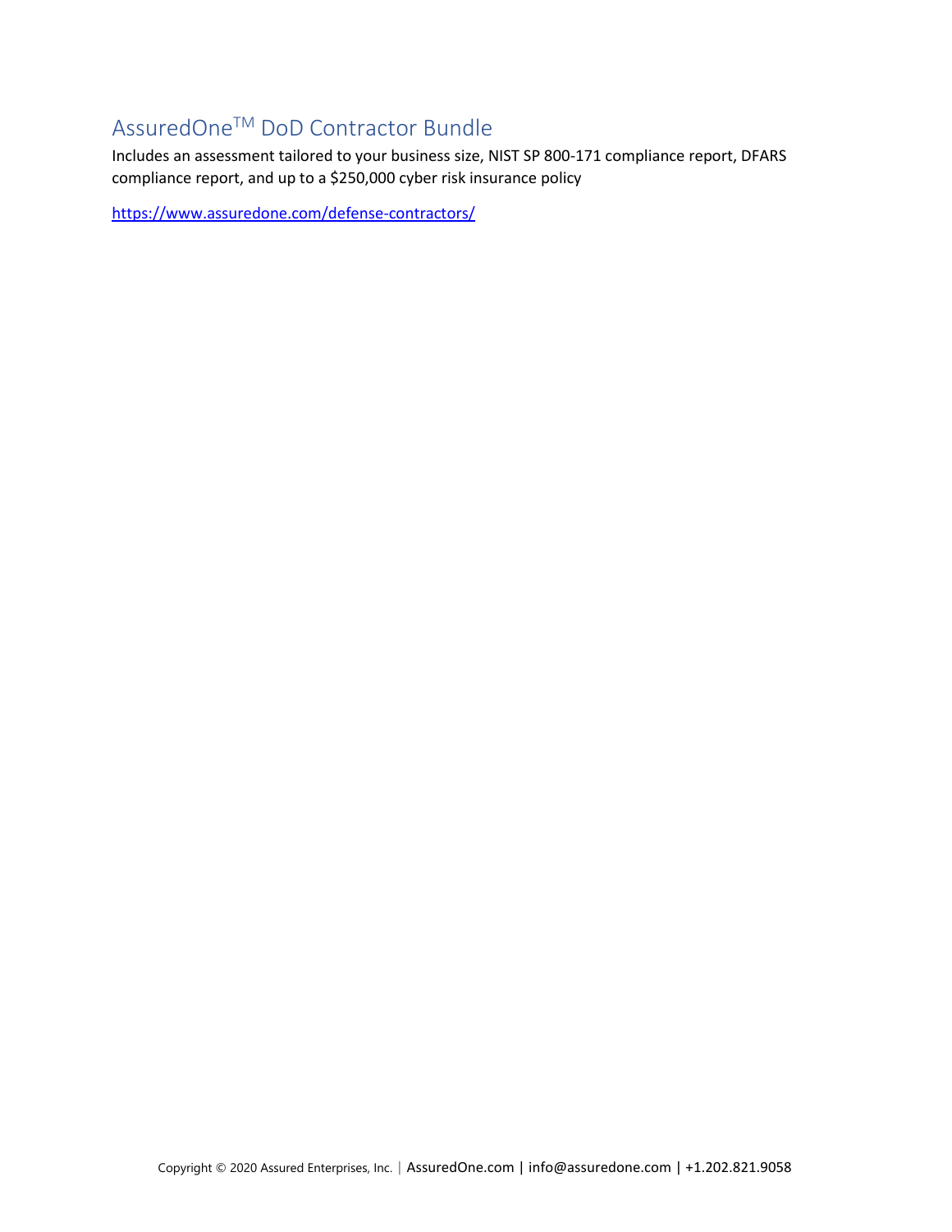## AssuredOne™ DoD Contractor Bundle

Includes an assessment tailored to your business size, NIST SP 800-171 compliance report, DFARS compliance report, and up to a $250,000 cyber risk insurance policy

https://www.assuredone.com/defense-contractors/